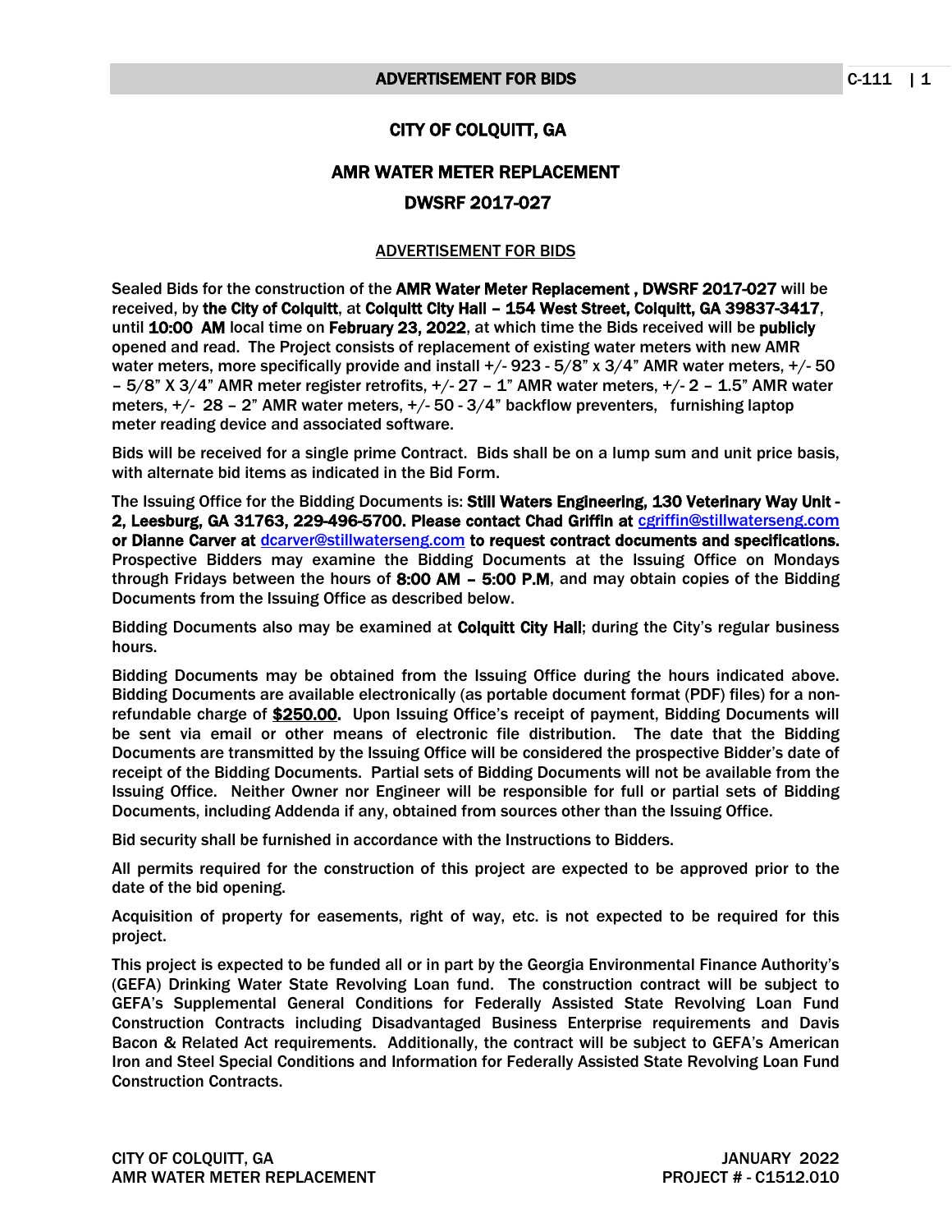# CITY OF COLQUITT, GA

## AMR WATER METER REPLACEMENT

## DWSRF 2017-027

### ADVERTISEMENT FOR BIDS

Sealed Bids for the construction of the **AMR Water Meter Replacement , DWSRF 2017-027** will be received, by **the City of Colquitt**, at **Colquitt City Hall – 154 West Street, Colquitt, GA 39837-3417**, until **10:00 AM** local time on **February 23, 2022**, at which time the Bids received will be **publicly** opened and read. The Project consists of replacement of existing water meters with new AMR water meters, more specifically provide and install +/- 923 - 5/8" x 3/4" AMR water meters, +/- 50 – 5/8" X 3/4" AMR meter register retrofits, +/- 27 – 1" AMR water meters, +/- 2 – 1.5" AMR water meters, +/- 28 – 2" AMR water meters, +/- 50 - 3/4" backflow preventers, furnishing laptop meter reading device and associated software.

Bids will be received for a single prime Contract. Bids shall be on a lump sum and unit price basis, with alternate bid items as indicated in the Bid Form.

The Issuing Office for the Bidding Documents is: **Still Waters Engineering, 130 Veterinary Way Unit - 2, Leesburg, GA 31763, 229-496-5700. Please contact Chad Griffin at** cgriffin@stillwaterseng.com **or Dianne Carver at** dcarver@stillwaterseng.com **to request contract documents and specifications.** Prospective Bidders may examine the Bidding Documents at the Issuing Office on Mondays through Fridays between the hours of **8:00 AM – 5:00 P.M**, and may obtain copies of the Bidding Documents from the Issuing Office as described below.

Bidding Documents also may be examined at **Colquitt City Hall**; during the City's regular business hours.

Bidding Documents may be obtained from the Issuing Office during the hours indicated above. Bidding Documents are available electronically (as portable document format (PDF) files) for a non-refundable charge of **$250.00.** Upon Issuing Office's receipt of payment, Bidding Documents will be sent via email or other means of electronic file distribution. The date that the Bidding Documents are transmitted by the Issuing Office will be considered the prospective Bidder's date of receipt of the Bidding Documents. Partial sets of Bidding Documents will not be available from the Issuing Office. Neither Owner nor Engineer will be responsible for full or partial sets of Bidding Documents, including Addenda if any, obtained from sources other than the Issuing Office.

Bid security shall be furnished in accordance with the Instructions to Bidders.

All permits required for the construction of this project are expected to be approved prior to the date of the bid opening.

Acquisition of property for easements, right of way, etc. is not expected to be required for this project.

This project is expected to be funded all or in part by the Georgia Environmental Finance Authority's (GEFA) Drinking Water State Revolving Loan fund. The construction contract will be subject to GEFA's Supplemental General Conditions for Federally Assisted State Revolving Loan Fund Construction Contracts including Disadvantaged Business Enterprise requirements and Davis Bacon & Related Act requirements. Additionally, the contract will be subject to GEFA's American Iron and Steel Special Conditions and Information for Federally Assisted State Revolving Loan Fund Construction Contracts.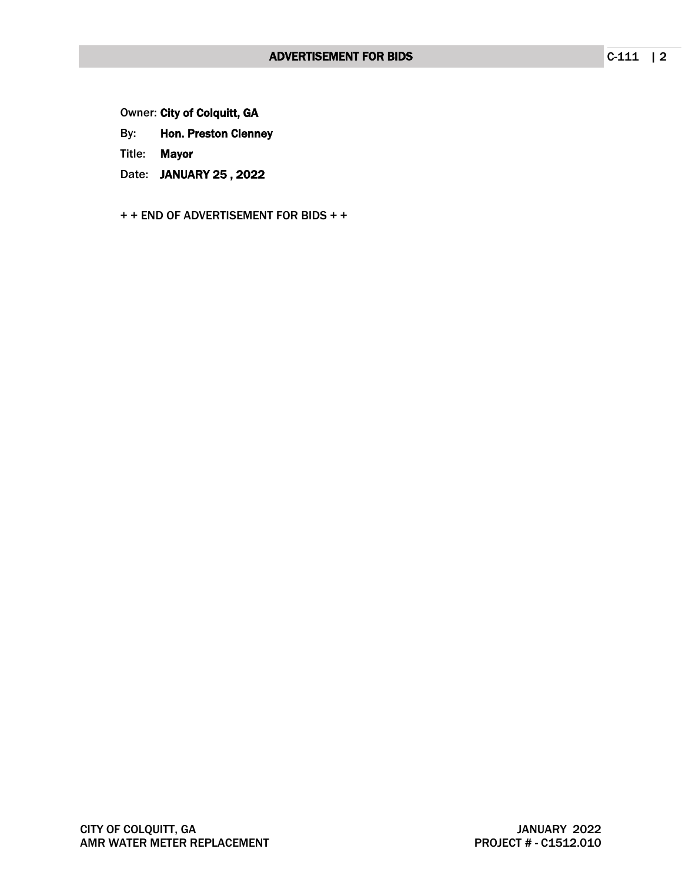Owner: **City of Colquitt, GA**

By: **Hon. Preston Clenney**

Title: **Mayor**

Date: **JANUARY 25 , 2022**

+ + END OF ADVERTISEMENT FOR BIDS + +